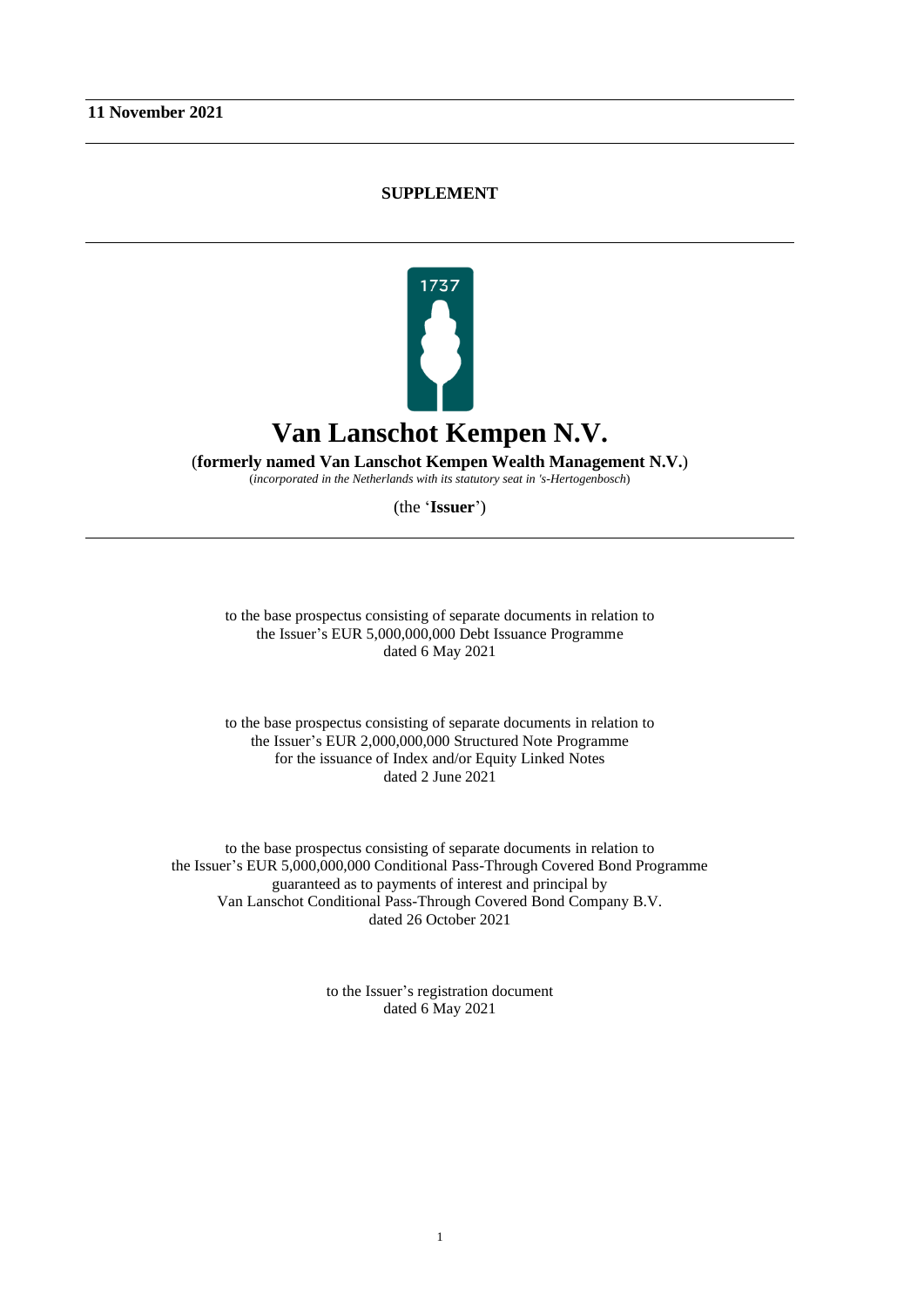**11 November 2021**

# SUPPLEMENT

1737

# Van Lanschot Kempen N.V.

(**formerly named Van Lanschot Kempen Wealth Management N.V.**)

(*incorporated in the Netherlands with its statutory seat in 's-Hertogenbosch*)

(the '**Issuer**')

to the base prospectus consisting of separate documents in relation to
the Issuer's EUR 5,000,000,000 Debt Issuance Programme
dated 6 May 2021

to the base prospectus consisting of separate documents in relation to
the Issuer's EUR 2,000,000,000 Structured Note Programme
for the issuance of Index and/or Equity Linked Notes
dated 2 June 2021

to the base prospectus consisting of separate documents in relation to
the Issuer's EUR 5,000,000,000 Conditional Pass-Through Covered Bond Programme
guaranteed as to payments of interest and principal by
Van Lanschot Conditional Pass-Through Covered Bond Company B.V.
dated 26 October 2021

to the Issuer's registration document
dated 6 May 2021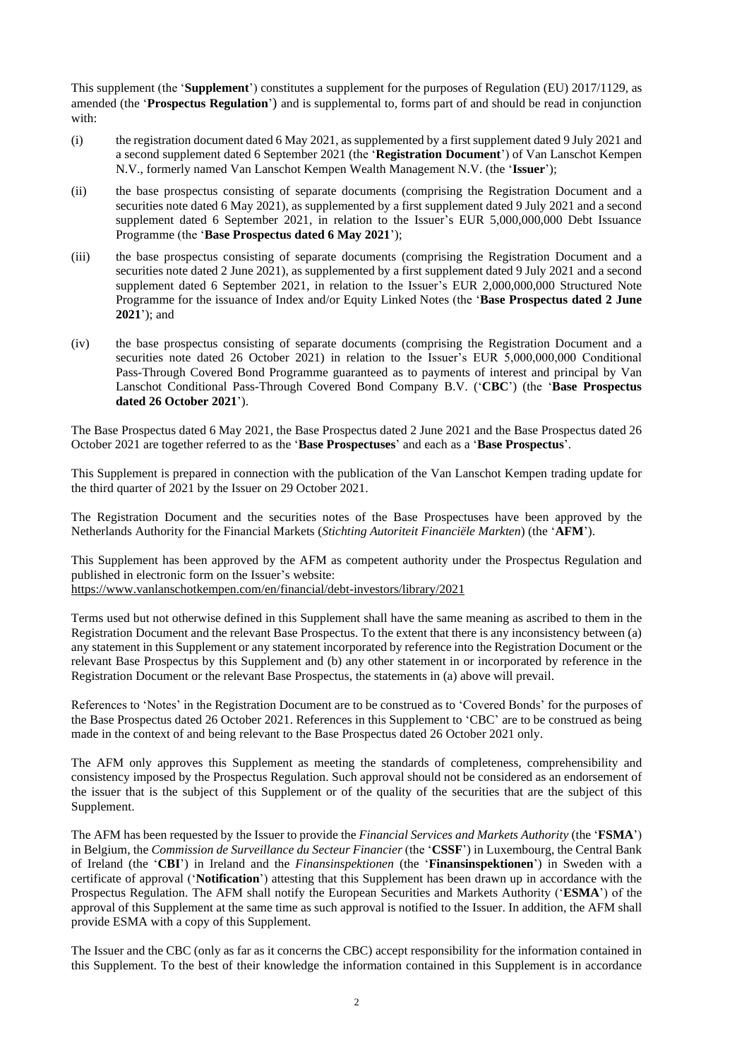This supplement (the '**Supplement**') constitutes a supplement for the purposes of Regulation (EU) 2017/1129, as amended (the '**Prospectus Regulation**') and is supplemental to, forms part of and should be read in conjunction with:

(i) the registration document dated 6 May 2021, as supplemented by a first supplement dated 9 July 2021 and a second supplement dated 6 September 2021 (the '**Registration Document**') of Van Lanschot Kempen N.V., formerly named Van Lanschot Kempen Wealth Management N.V. (the '**Issuer**');

(ii) the base prospectus consisting of separate documents (comprising the Registration Document and a securities note dated 6 May 2021), as supplemented by a first supplement dated 9 July 2021 and a second supplement dated 6 September 2021, in relation to the Issuer's EUR 5,000,000,000 Debt Issuance Programme (the '**Base Prospectus dated 6 May 2021**');

(iii) the base prospectus consisting of separate documents (comprising the Registration Document and a securities note dated 2 June 2021), as supplemented by a first supplement dated 9 July 2021 and a second supplement dated 6 September 2021, in relation to the Issuer's EUR 2,000,000,000 Structured Note Programme for the issuance of Index and/or Equity Linked Notes (the '**Base Prospectus dated 2 June 2021**'); and

(iv) the base prospectus consisting of separate documents (comprising the Registration Document and a securities note dated 26 October 2021) in relation to the Issuer's EUR 5,000,000,000 Conditional Pass-Through Covered Bond Programme guaranteed as to payments of interest and principal by Van Lanschot Conditional Pass-Through Covered Bond Company B.V. ('**CBC**') (the '**Base Prospectus dated 26 October 2021**').

The Base Prospectus dated 6 May 2021, the Base Prospectus dated 2 June 2021 and the Base Prospectus dated 26 October 2021 are together referred to as the '**Base Prospectuses**' and each as a '**Base Prospectus**'.

This Supplement is prepared in connection with the publication of the Van Lanschot Kempen trading update for the third quarter of 2021 by the Issuer on 29 October 2021.

The Registration Document and the securities notes of the Base Prospectuses have been approved by the Netherlands Authority for the Financial Markets (*Stichting Autoriteit Financiële Markten*) (the '**AFM**').

This Supplement has been approved by the AFM as competent authority under the Prospectus Regulation and published in electronic form on the Issuer's website:
https://www.vanlanschotkempen.com/en/financial/debt-investors/library/2021

Terms used but not otherwise defined in this Supplement shall have the same meaning as ascribed to them in the Registration Document and the relevant Base Prospectus. To the extent that there is any inconsistency between (a) any statement in this Supplement or any statement incorporated by reference into the Registration Document or the relevant Base Prospectus by this Supplement and (b) any other statement in or incorporated by reference in the Registration Document or the relevant Base Prospectus, the statements in (a) above will prevail.

References to 'Notes' in the Registration Document are to be construed as to 'Covered Bonds' for the purposes of the Base Prospectus dated 26 October 2021. References in this Supplement to 'CBC' are to be construed as being made in the context of and being relevant to the Base Prospectus dated 26 October 2021 only.

The AFM only approves this Supplement as meeting the standards of completeness, comprehensibility and consistency imposed by the Prospectus Regulation. Such approval should not be considered as an endorsement of the issuer that is the subject of this Supplement or of the quality of the securities that are the subject of this Supplement.

The AFM has been requested by the Issuer to provide the *Financial Services and Markets Authority* (the '**FSMA**') in Belgium, the *Commission de Surveillance du Secteur Financier* (the '**CSSF**') in Luxembourg, the Central Bank of Ireland (the '**CBI**') in Ireland and the *Finansinspektionen* (the '**Finansinspektionen**') in Sweden with a certificate of approval ('**Notification**') attesting that this Supplement has been drawn up in accordance with the Prospectus Regulation. The AFM shall notify the European Securities and Markets Authority ('**ESMA**') of the approval of this Supplement at the same time as such approval is notified to the Issuer. In addition, the AFM shall provide ESMA with a copy of this Supplement.

The Issuer and the CBC (only as far as it concerns the CBC) accept responsibility for the information contained in this Supplement. To the best of their knowledge the information contained in this Supplement is in accordance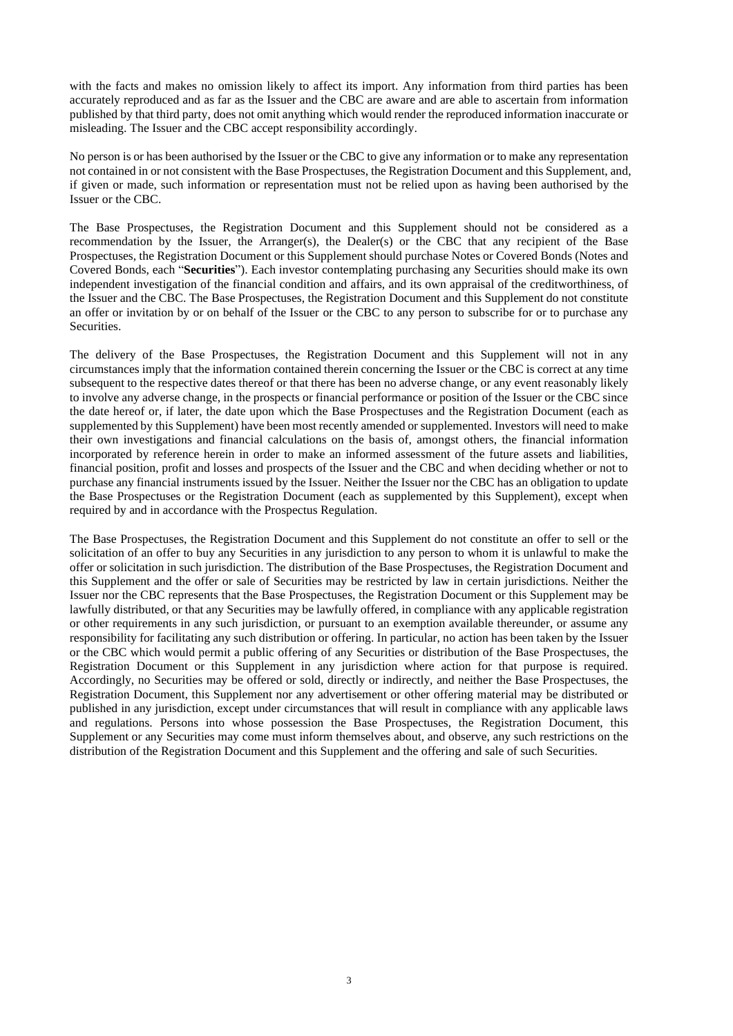with the facts and makes no omission likely to affect its import. Any information from third parties has been accurately reproduced and as far as the Issuer and the CBC are aware and are able to ascertain from information published by that third party, does not omit anything which would render the reproduced information inaccurate or misleading. The Issuer and the CBC accept responsibility accordingly.

No person is or has been authorised by the Issuer or the CBC to give any information or to make any representation not contained in or not consistent with the Base Prospectuses, the Registration Document and this Supplement, and, if given or made, such information or representation must not be relied upon as having been authorised by the Issuer or the CBC.

The Base Prospectuses, the Registration Document and this Supplement should not be considered as a recommendation by the Issuer, the Arranger(s), the Dealer(s) or the CBC that any recipient of the Base Prospectuses, the Registration Document or this Supplement should purchase Notes or Covered Bonds (Notes and Covered Bonds, each "**Securities**"). Each investor contemplating purchasing any Securities should make its own independent investigation of the financial condition and affairs, and its own appraisal of the creditworthiness, of the Issuer and the CBC. The Base Prospectuses, the Registration Document and this Supplement do not constitute an offer or invitation by or on behalf of the Issuer or the CBC to any person to subscribe for or to purchase any Securities.

The delivery of the Base Prospectuses, the Registration Document and this Supplement will not in any circumstances imply that the information contained therein concerning the Issuer or the CBC is correct at any time subsequent to the respective dates thereof or that there has been no adverse change, or any event reasonably likely to involve any adverse change, in the prospects or financial performance or position of the Issuer or the CBC since the date hereof or, if later, the date upon which the Base Prospectuses and the Registration Document (each as supplemented by this Supplement) have been most recently amended or supplemented. Investors will need to make their own investigations and financial calculations on the basis of, amongst others, the financial information incorporated by reference herein in order to make an informed assessment of the future assets and liabilities, financial position, profit and losses and prospects of the Issuer and the CBC and when deciding whether or not to purchase any financial instruments issued by the Issuer. Neither the Issuer nor the CBC has an obligation to update the Base Prospectuses or the Registration Document (each as supplemented by this Supplement), except when required by and in accordance with the Prospectus Regulation.

The Base Prospectuses, the Registration Document and this Supplement do not constitute an offer to sell or the solicitation of an offer to buy any Securities in any jurisdiction to any person to whom it is unlawful to make the offer or solicitation in such jurisdiction. The distribution of the Base Prospectuses, the Registration Document and this Supplement and the offer or sale of Securities may be restricted by law in certain jurisdictions. Neither the Issuer nor the CBC represents that the Base Prospectuses, the Registration Document or this Supplement may be lawfully distributed, or that any Securities may be lawfully offered, in compliance with any applicable registration or other requirements in any such jurisdiction, or pursuant to an exemption available thereunder, or assume any responsibility for facilitating any such distribution or offering. In particular, no action has been taken by the Issuer or the CBC which would permit a public offering of any Securities or distribution of the Base Prospectuses, the Registration Document or this Supplement in any jurisdiction where action for that purpose is required. Accordingly, no Securities may be offered or sold, directly or indirectly, and neither the Base Prospectuses, the Registration Document, this Supplement nor any advertisement or other offering material may be distributed or published in any jurisdiction, except under circumstances that will result in compliance with any applicable laws and regulations. Persons into whose possession the Base Prospectuses, the Registration Document, this Supplement or any Securities may come must inform themselves about, and observe, any such restrictions on the distribution of the Registration Document and this Supplement and the offering and sale of such Securities.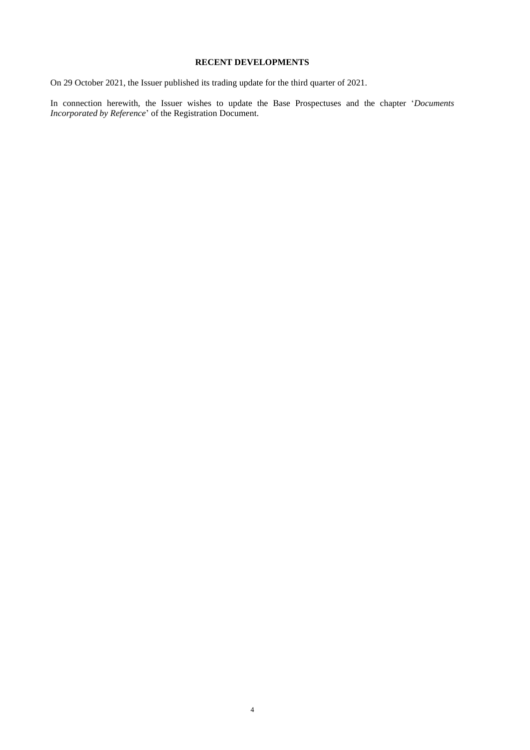## RECENT DEVELOPMENTS

On 29 October 2021, the Issuer published its trading update for the third quarter of 2021.

In connection herewith, the Issuer wishes to update the Base Prospectuses and the chapter '*Documents Incorporated by Reference*' of the Registration Document.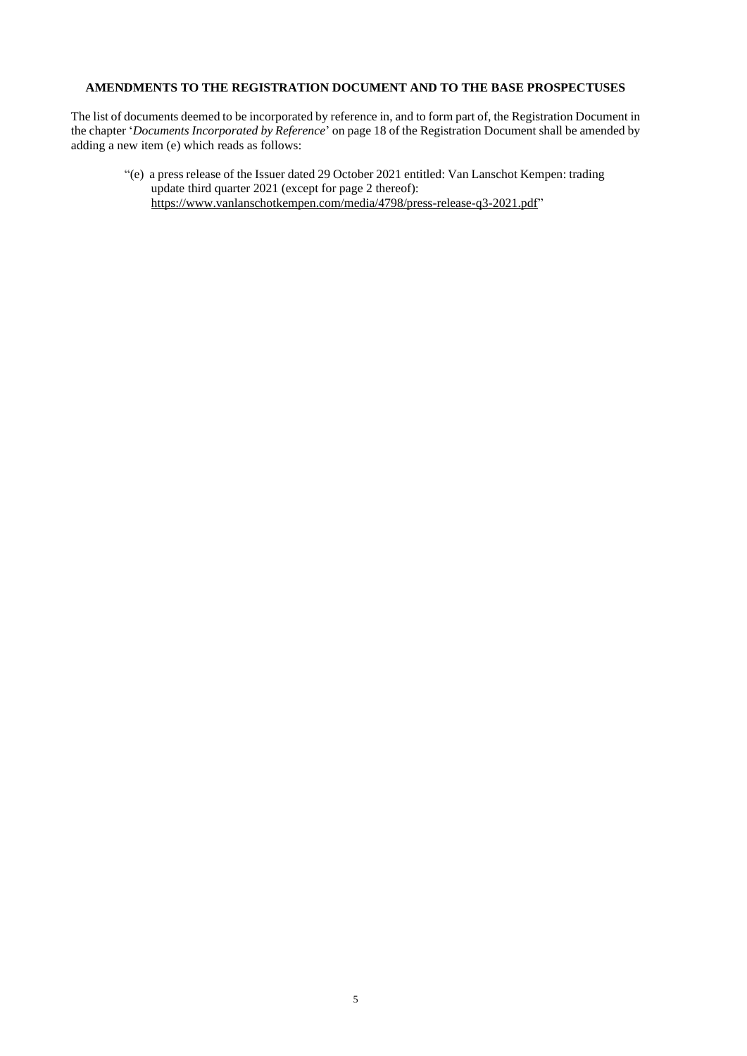**AMENDMENTS TO THE REGISTRATION DOCUMENT AND TO THE BASE PROSPECTUSES**

The list of documents deemed to be incorporated by reference in, and to form part of, the Registration Document in the chapter '*Documents Incorporated by Reference*' on page 18 of the Registration Document shall be amended by adding a new item (e) which reads as follows:

> "(e) a press release of the Issuer dated 29 October 2021 entitled: Van Lanschot Kempen: trading update third quarter 2021 (except for page 2 thereof): https://www.vanlanschotkempen.com/media/4798/press-release-q3-2021.pdf"